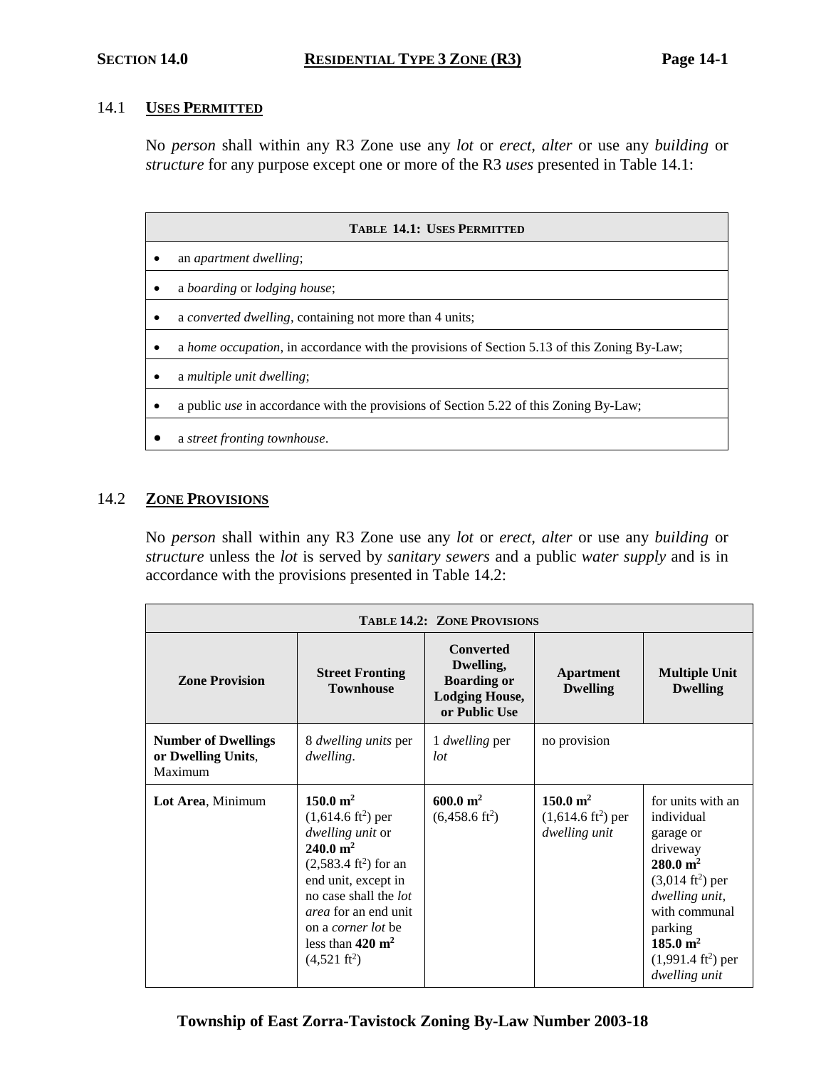# SECTION 14.0 RESIDENTIAL TYPE 3 ZONE (R3)

## 14.1 USES PERMITTED

No *person* shall within any R3 Zone use any *lot* or *erect, alter* or use any *building* or *structure* for any purpose except one or more of the R3 *uses* presented in Table 14.1:

| TABLE 14.1: USES PERMITTED |
|---|
| • an *apartment dwelling*; |
| • a *boarding* or *lodging house*; |
| • a *converted dwelling*, containing not more than 4 units; |
| • a *home occupation*, in accordance with the provisions of Section 5.13 of this Zoning By-Law; |
| • a *multiple unit dwelling*; |
| • a public *use* in accordance with the provisions of Section 5.22 of this Zoning By-Law; |
| • a *street fronting townhouse*. |

## 14.2 ZONE PROVISIONS

No *person* shall within any R3 Zone use any *lot* or *erect, alter* or use any *building* or *structure* unless the *lot* is served by *sanitary sewers* and a public *water supply* and is in accordance with the provisions presented in Table 14.2:

| TABLE 14.2: ZONE PROVISIONS | | | | |
|---|---|---|---|---|
| **Zone Provision** | **Street Fronting Townhouse** | **Converted Dwelling, Boarding or Lodging House, or Public Use** | **Apartment Dwelling** | **Multiple Unit Dwelling** |
| **Number of Dwellings or Dwelling Units**, Maximum | 8 *dwelling units* per *dwelling*. | 1 *dwelling* per *lot* | no provision | |
| **Lot Area**, Minimum | **150.0 m²** (1,614.6 ft²) per *dwelling unit* or **240.0 m²** (2,583.4 ft²) for an end unit, except in no case shall the *lot area* for an end unit on a *corner lot* be less than **420 m²** (4,521 ft²) | **600.0 m²** (6,458.6 ft²) | **150.0 m²** (1,614.6 ft²) per *dwelling unit* | for units with an individual garage or driveway **280.0 m²** (3,014 ft²) per *dwelling unit*, with communal parking **185.0 m²** (1,991.4 ft²) per *dwelling unit* |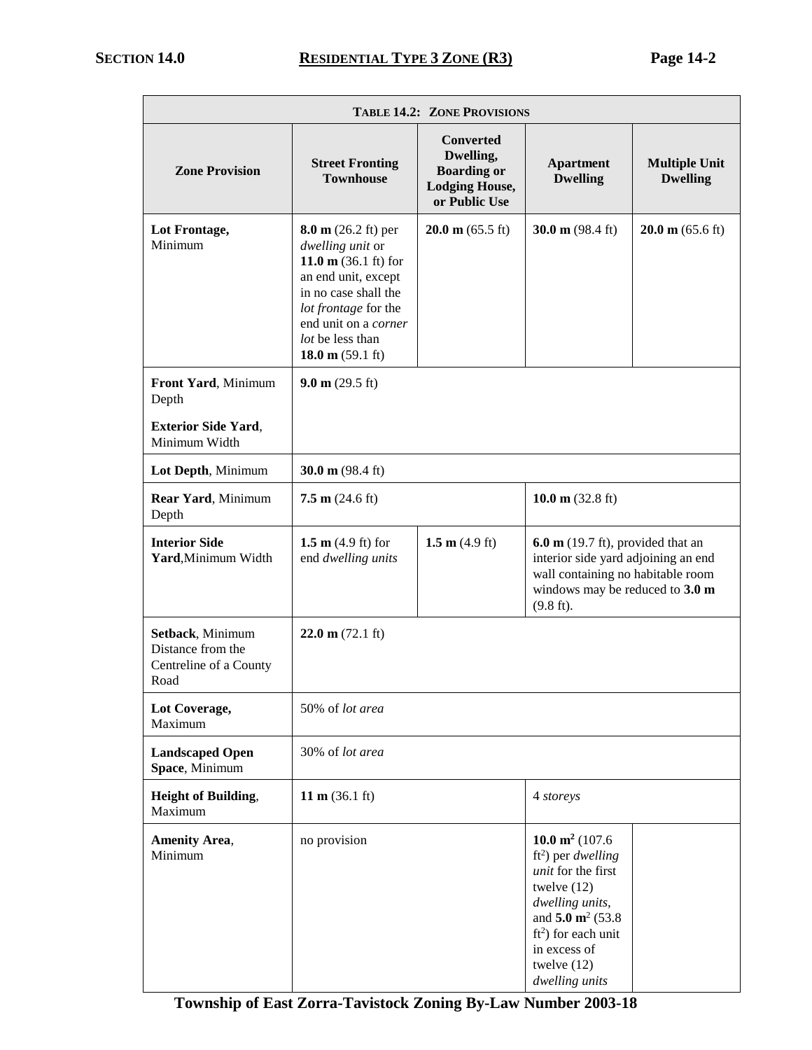| **TABLE 14.2: ZONE PROVISIONS** | | | | |
|---|---|---|---|---|
| **Zone Provision** | **Street Fronting Townhouse** | **Converted Dwelling, Boarding or Lodging House, or Public Use** | **Apartment Dwelling** | **Multiple Unit Dwelling** |
| **Lot Frontage,** Minimum | **8.0 m** (26.2 ft) per *dwelling unit* or **11.0 m** (36.1 ft) for an end unit, except in no case shall the *lot frontage* for the end unit on a *corner lot* be less than **18.0 m** (59.1 ft) | **20.0 m** (65.5 ft) | **30.0 m** (98.4 ft) | **20.0 m** (65.6 ft) |
| **Front Yard**, Minimum Depth<br><br>**Exterior Side Yard**, Minimum Width | **9.0 m** (29.5 ft) | | | |
| **Lot Depth**, Minimum | **30.0 m** (98.4 ft) | | | |
| **Rear Yard**, Minimum Depth | **7.5 m** (24.6 ft) | | **10.0 m** (32.8 ft) | |
| **Interior Side Yard**,Minimum Width | **1.5 m** (4.9 ft) for end *dwelling units* | **1.5 m** (4.9 ft) | **6.0 m** (19.7 ft), provided that an interior side yard adjoining an end wall containing no habitable room windows may be reduced to **3.0 m** (9.8 ft). | |
| **Setback**, Minimum Distance from the Centreline of a County Road | **22.0 m** (72.1 ft) | | | |
| **Lot Coverage,** Maximum | 50% of *lot area* | | | |
| **Landscaped Open Space**, Minimum | 30% of *lot area* | | | |
| **Height of Building**, Maximum | **11 m** (36.1 ft) | | 4 *storeys* | |
| **Amenity Area**, Minimum | no provision | | **10.0 m$^2$** (107.6 ft$^2$) per *dwelling unit* for the first twelve (12) *dwelling units,* and **5.0 m$^2$** (53.8 ft$^2$) for each unit in excess of twelve (12) *dwelling units* | |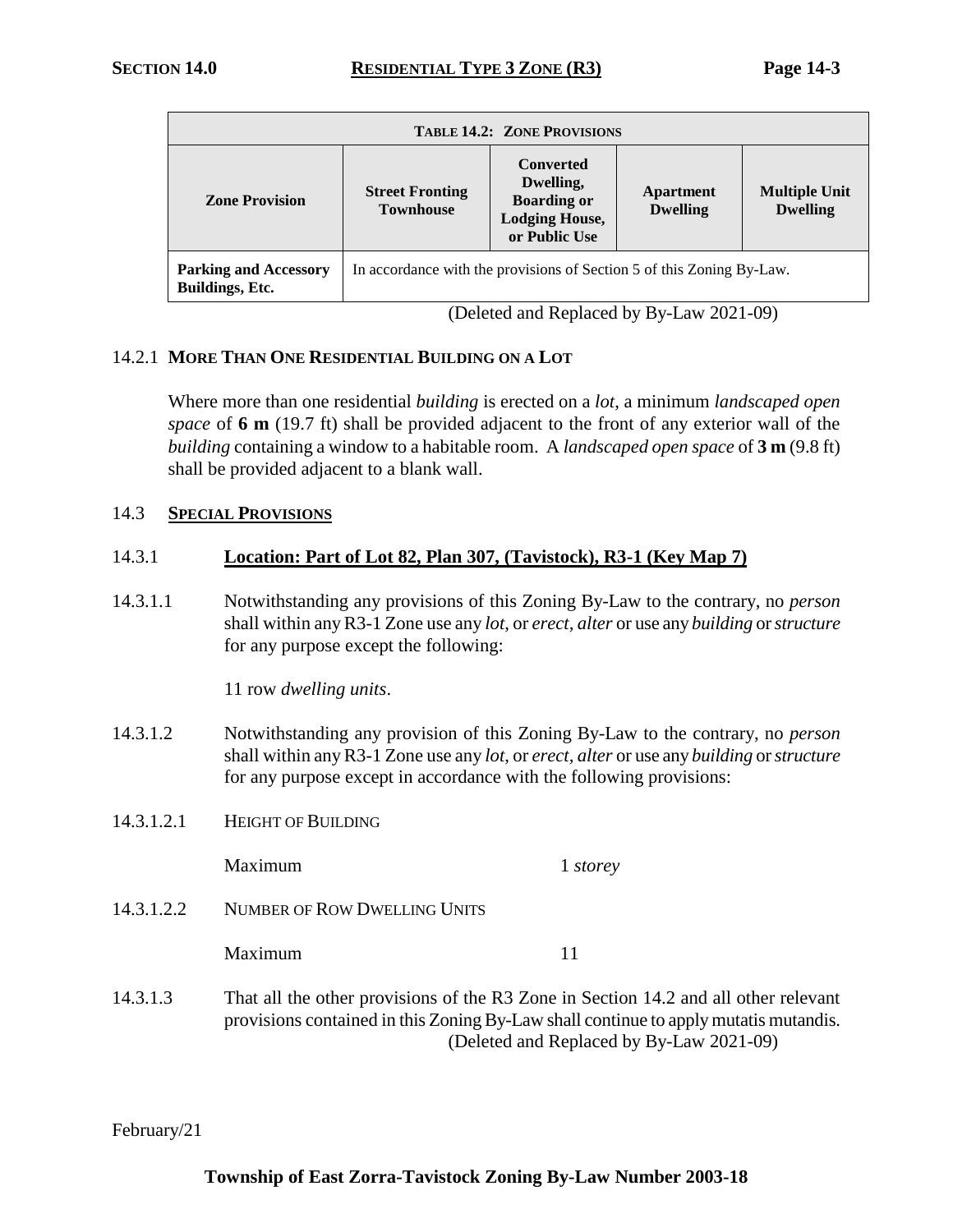| TABLE 14.2: ZONE PROVISIONS | | | | |
|---|---|---|---|---|
| **Zone Provision** | **Street Fronting Townhouse** | **Converted Dwelling, Boarding or Lodging House, or Public Use** | **Apartment Dwelling** | **Multiple Unit Dwelling** |
| **Parking and Accessory Buildings, Etc.** | In accordance with the provisions of Section 5 of this Zoning By-Law. | | | |

(Deleted and Replaced by By-Law 2021-09)

### 14.2.1 MORE THAN ONE RESIDENTIAL BUILDING ON A LOT

Where more than one residential *building* is erected on a *lot*, a minimum *landscaped open space* of **6 m** (19.7 ft) shall be provided adjacent to the front of any exterior wall of the *building* containing a window to a habitable room. A *landscaped open space* of **3 m** (9.8 ft) shall be provided adjacent to a blank wall.

## 14.3 SPECIAL PROVISIONS

### 14.3.1 Location: Part of Lot 82, Plan 307, (Tavistock), R3-1 (Key Map 7)

14.3.1.1 Notwithstanding any provisions of this Zoning By-Law to the contrary, no *person* shall within any R3-1 Zone use any *lot*, or *erect*, *alter* or use any *building* or *structure* for any purpose except the following:

11 row *dwelling units*.

14.3.1.2 Notwithstanding any provision of this Zoning By-Law to the contrary, no *person* shall within any R3-1 Zone use any *lot*, or *erect*, *alter* or use any *building* or *structure* for any purpose except in accordance with the following provisions:

14.3.1.2.1 HEIGHT OF BUILDING

Maximum 1 *storey*

14.3.1.2.2 NUMBER OF ROW DWELLING UNITS

Maximum 11

14.3.1.3 That all the other provisions of the R3 Zone in Section 14.2 and all other relevant provisions contained in this Zoning By-Law shall continue to apply mutatis mutandis.

(Deleted and Replaced by By-Law 2021-09)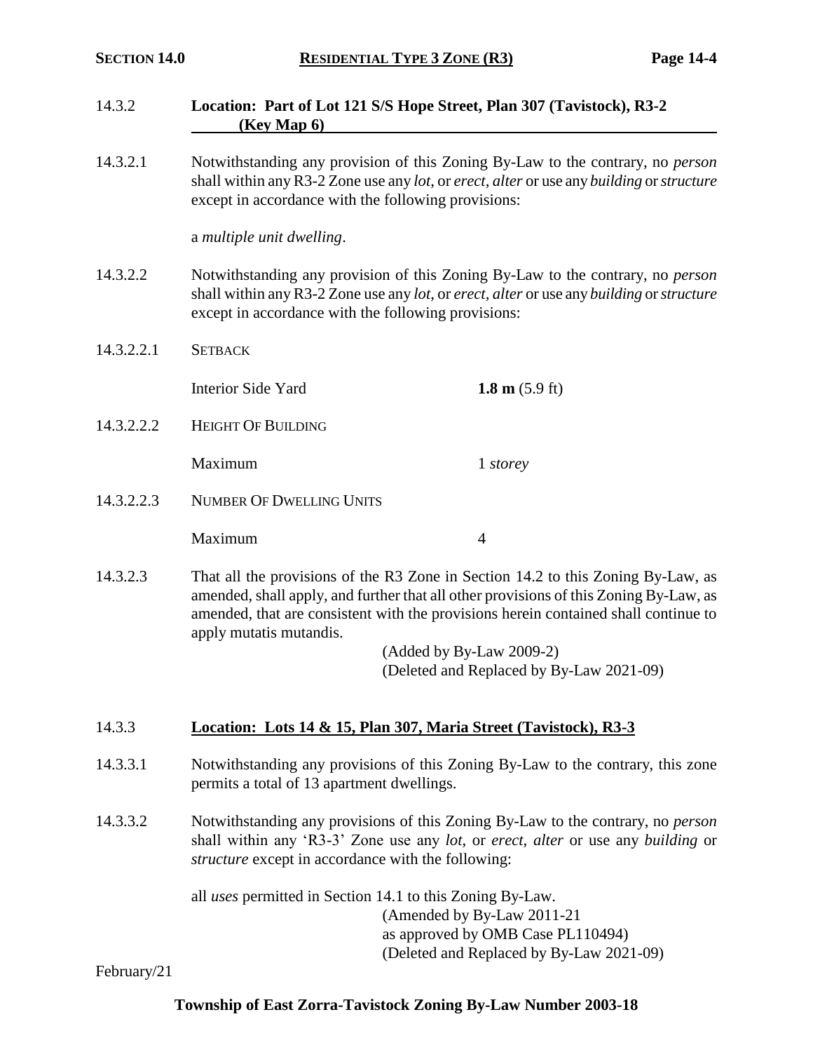### 14.3.2 Location: Part of Lot 121 S/S Hope Street, Plan 307 (Tavistock), R3-2 (Key Map 6)

14.3.2.1 Notwithstanding any provision of this Zoning By-Law to the contrary, no *person* shall within any R3-2 Zone use any *lot*, or *erect, alter* or use any *building* or *structure* except in accordance with the following provisions:

a *multiple unit dwelling*.

14.3.2.2 Notwithstanding any provision of this Zoning By-Law to the contrary, no *person* shall within any R3-2 Zone use any *lot*, or *erect, alter* or use any *building* or *structure* except in accordance with the following provisions:

14.3.2.2.1 SETBACK

| | |
|---|---|
| Interior Side Yard | **1.8 m** (5.9 ft) |

14.3.2.2.2 HEIGHT OF BUILDING

| | |
|---|---|
| Maximum | 1 *storey* |

14.3.2.2.3 NUMBER OF DWELLING UNITS

| | |
|---|---|
| Maximum | 4 |

14.3.2.3 That all the provisions of the R3 Zone in Section 14.2 to this Zoning By-Law, as amended, shall apply, and further that all other provisions of this Zoning By-Law, as amended, that are consistent with the provisions herein contained shall continue to apply mutatis mutandis.

(Added by By-Law 2009-2)
(Deleted and Replaced by By-Law 2021-09)

### 14.3.3 Location: Lots 14 & 15, Plan 307, Maria Street (Tavistock), R3-3

14.3.3.1 Notwithstanding any provisions of this Zoning By-Law to the contrary, this zone permits a total of 13 apartment dwellings.

14.3.3.2 Notwithstanding any provisions of this Zoning By-Law to the contrary, no *person* shall within any 'R3-3' Zone use any *lot*, or *erect*, *alter* or use any *building* or *structure* except in accordance with the following:

all *uses* permitted in Section 14.1 to this Zoning By-Law.

(Amended by By-Law 2011-21
as approved by OMB Case PL110494)
(Deleted and Replaced by By-Law 2021-09)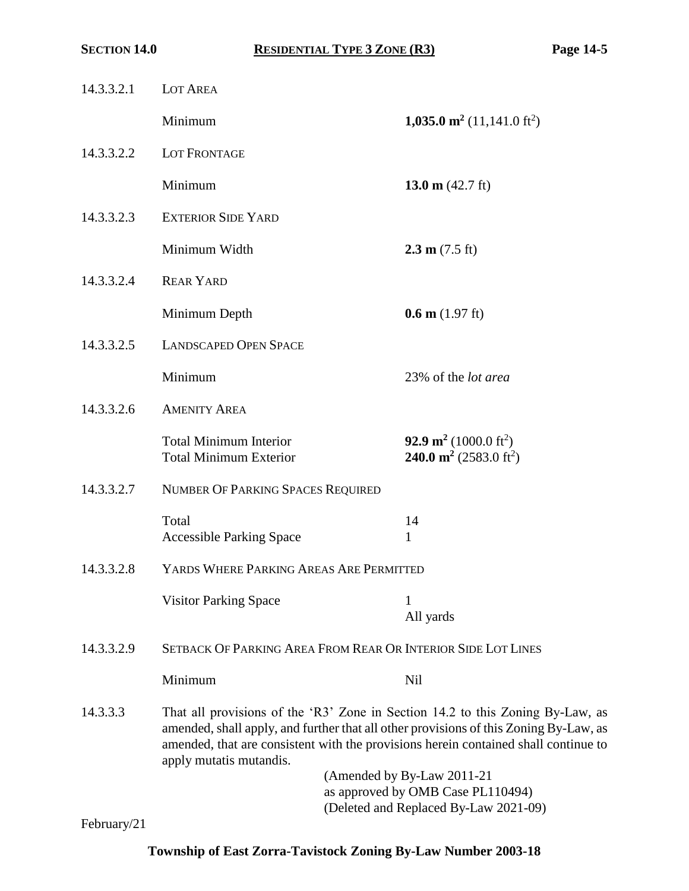14.3.3.2.1 LOT AREA

Minimum **1,035.0 m²** (11,141.0 ft²)

14.3.3.2.2 LOT FRONTAGE

Minimum **13.0 m** (42.7 ft)

14.3.3.2.3 EXTERIOR SIDE YARD

Minimum Width **2.3 m** (7.5 ft)

14.3.3.2.4 REAR YARD

Minimum Depth **0.6 m** (1.97 ft)

14.3.3.2.5 LANDSCAPED OPEN SPACE

Minimum 23% of the *lot area*

14.3.3.2.6 AMENITY AREA

Total Minimum Interior **92.9 m²** (1000.0 ft²)
Total Minimum Exterior **240.0 m²** (2583.0 ft²)

14.3.3.2.7 NUMBER OF PARKING SPACES REQUIRED

Total 14
Accessible Parking Space 1

14.3.3.2.8 YARDS WHERE PARKING AREAS ARE PERMITTED

Visitor Parking Space 1
All yards

14.3.3.2.9 SETBACK OF PARKING AREA FROM REAR OR INTERIOR SIDE LOT LINES

Minimum Nil

14.3.3.3 That all provisions of the 'R3' Zone in Section 14.2 to this Zoning By-Law, as amended, shall apply, and further that all other provisions of this Zoning By-Law, as amended, that are consistent with the provisions herein contained shall continue to apply mutatis mutandis.

(Amended by By-Law 2011-21
as approved by OMB Case PL110494)
(Deleted and Replaced By-Law 2021-09)

February/21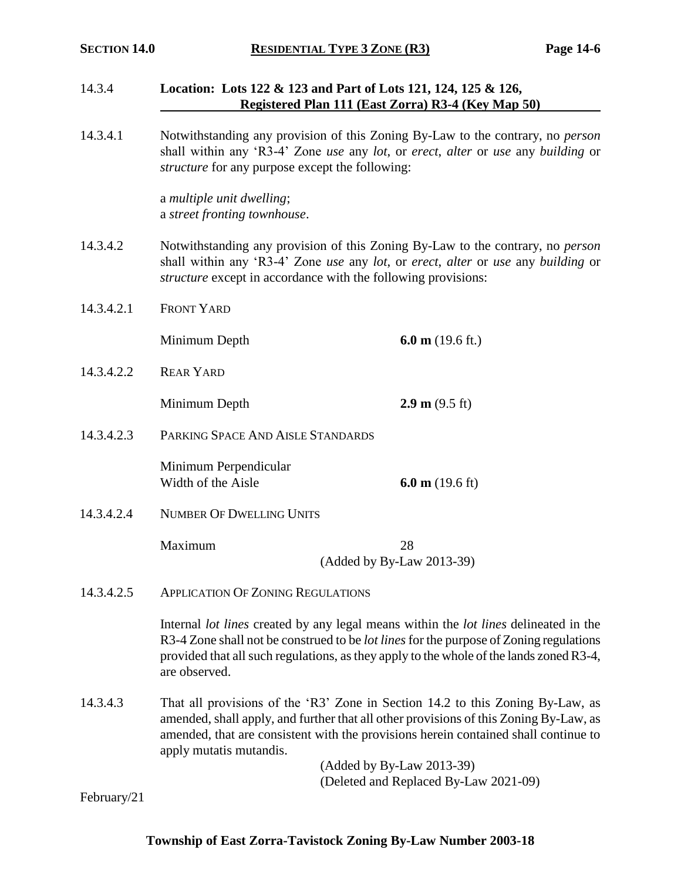### 14.3.4 Location: Lots 122 & 123 and Part of Lots 121, 124, 125 & 126, Registered Plan 111 (East Zorra) R3-4 (Key Map 50)

14.3.4.1 Notwithstanding any provision of this Zoning By-Law to the contrary, no *person* shall within any 'R3-4' Zone *use* any *lot*, or *erect*, *alter* or *use* any *building* or *structure* for any purpose except the following:

a *multiple unit dwelling*;
a *street fronting townhouse*.

14.3.4.2 Notwithstanding any provision of this Zoning By-Law to the contrary, no *person* shall within any 'R3-4' Zone *use* any *lot*, or *erect*, *alter* or *use* any *building* or *structure* except in accordance with the following provisions:

14.3.4.2.1 FRONT YARD

Minimum Depth **6.0 m** (19.6 ft.)

14.3.4.2.2 REAR YARD

Minimum Depth **2.9 m** (9.5 ft)

14.3.4.2.3 PARKING SPACE AND AISLE STANDARDS

Minimum Perpendicular Width of the Aisle **6.0 m** (19.6 ft)

14.3.4.2.4 NUMBER OF DWELLING UNITS

Maximum 28
(Added by By-Law 2013-39)

14.3.4.2.5 APPLICATION OF ZONING REGULATIONS

Internal *lot lines* created by any legal means within the *lot lines* delineated in the R3-4 Zone shall not be construed to be *lot lines* for the purpose of Zoning regulations provided that all such regulations, as they apply to the whole of the lands zoned R3-4, are observed.

14.3.4.3 That all provisions of the 'R3' Zone in Section 14.2 to this Zoning By-Law, as amended, shall apply, and further that all other provisions of this Zoning By-Law, as amended, that are consistent with the provisions herein contained shall continue to apply mutatis mutandis.

(Added by By-Law 2013-39)
(Deleted and Replaced By-Law 2021-09)

February/21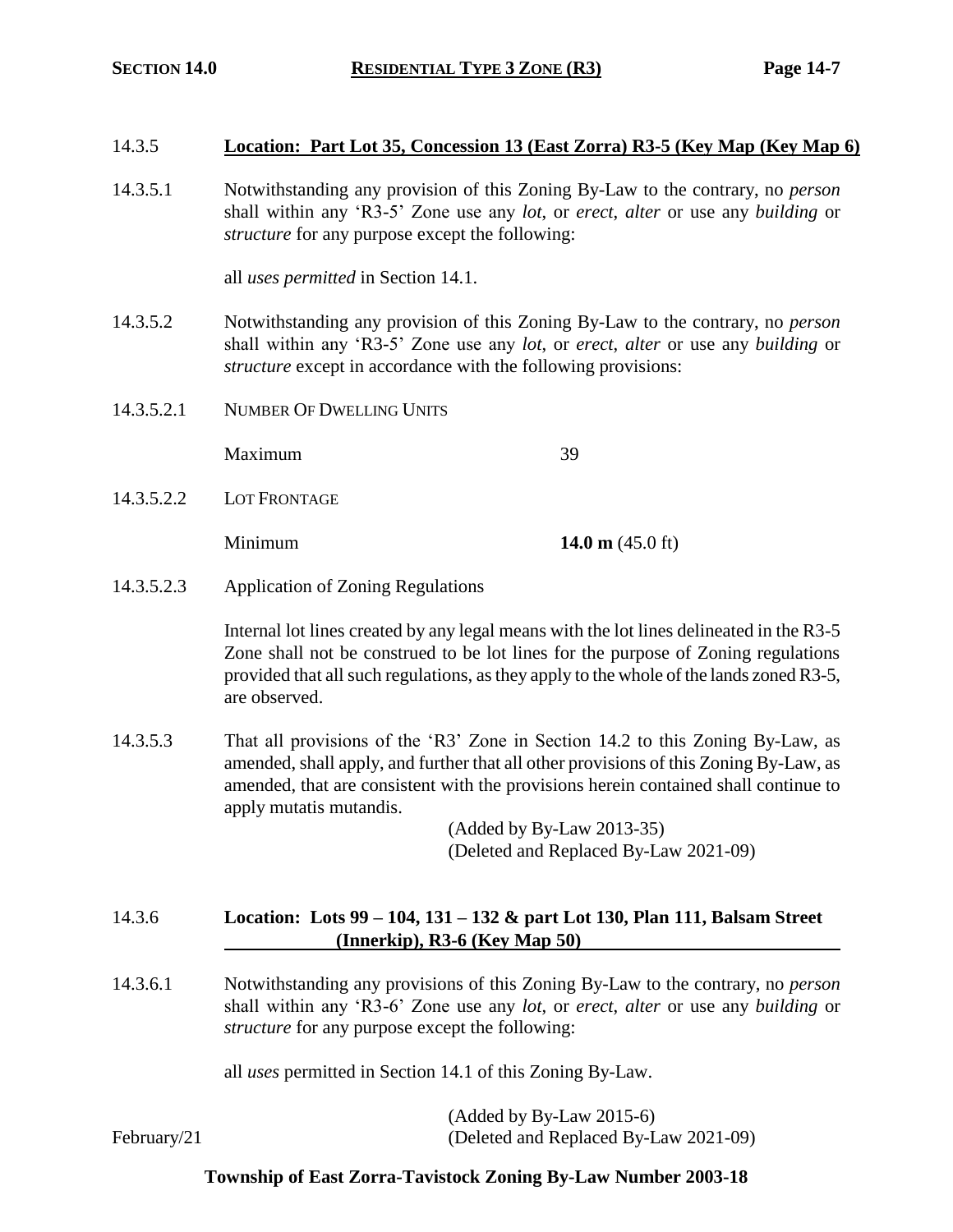14.3.5 **Location: Part Lot 35, Concession 13 (East Zorra) R3-5 (Key Map (Key Map 6)**

14.3.5.1 Notwithstanding any provision of this Zoning By-Law to the contrary, no *person* shall within any 'R3-5' Zone use any *lot*, or *erect*, *alter* or use any *building* or *structure* for any purpose except the following:

all *uses permitted* in Section 14.1.

14.3.5.2 Notwithstanding any provision of this Zoning By-Law to the contrary, no *person* shall within any 'R3-5' Zone use any *lot*, or *erect*, *alter* or use any *building* or *structure* except in accordance with the following provisions:

14.3.5.2.1 NUMBER OF DWELLING UNITS

Maximum 39

14.3.5.2.2 LOT FRONTAGE

Minimum **14.0 m** (45.0 ft)

14.3.5.2.3 Application of Zoning Regulations

Internal lot lines created by any legal means with the lot lines delineated in the R3-5 Zone shall not be construed to be lot lines for the purpose of Zoning regulations provided that all such regulations, as they apply to the whole of the lands zoned R3-5, are observed.

14.3.5.3 That all provisions of the 'R3' Zone in Section 14.2 to this Zoning By-Law, as amended, shall apply, and further that all other provisions of this Zoning By-Law, as amended, that are consistent with the provisions herein contained shall continue to apply mutatis mutandis.

(Added by By-Law 2013-35)
(Deleted and Replaced By-Law 2021-09)

14.3.6 **Location: Lots 99 – 104, 131 – 132 & part Lot 130, Plan 111, Balsam Street (Innerkip), R3-6 (Key Map 50)**

14.3.6.1 Notwithstanding any provisions of this Zoning By-Law to the contrary, no *person* shall within any 'R3-6' Zone use any *lot*, or *erect*, *alter* or use any *building* or *structure* for any purpose except the following:

all *uses* permitted in Section 14.1 of this Zoning By-Law.

(Added by By-Law 2015-6)
(Deleted and Replaced By-Law 2021-09)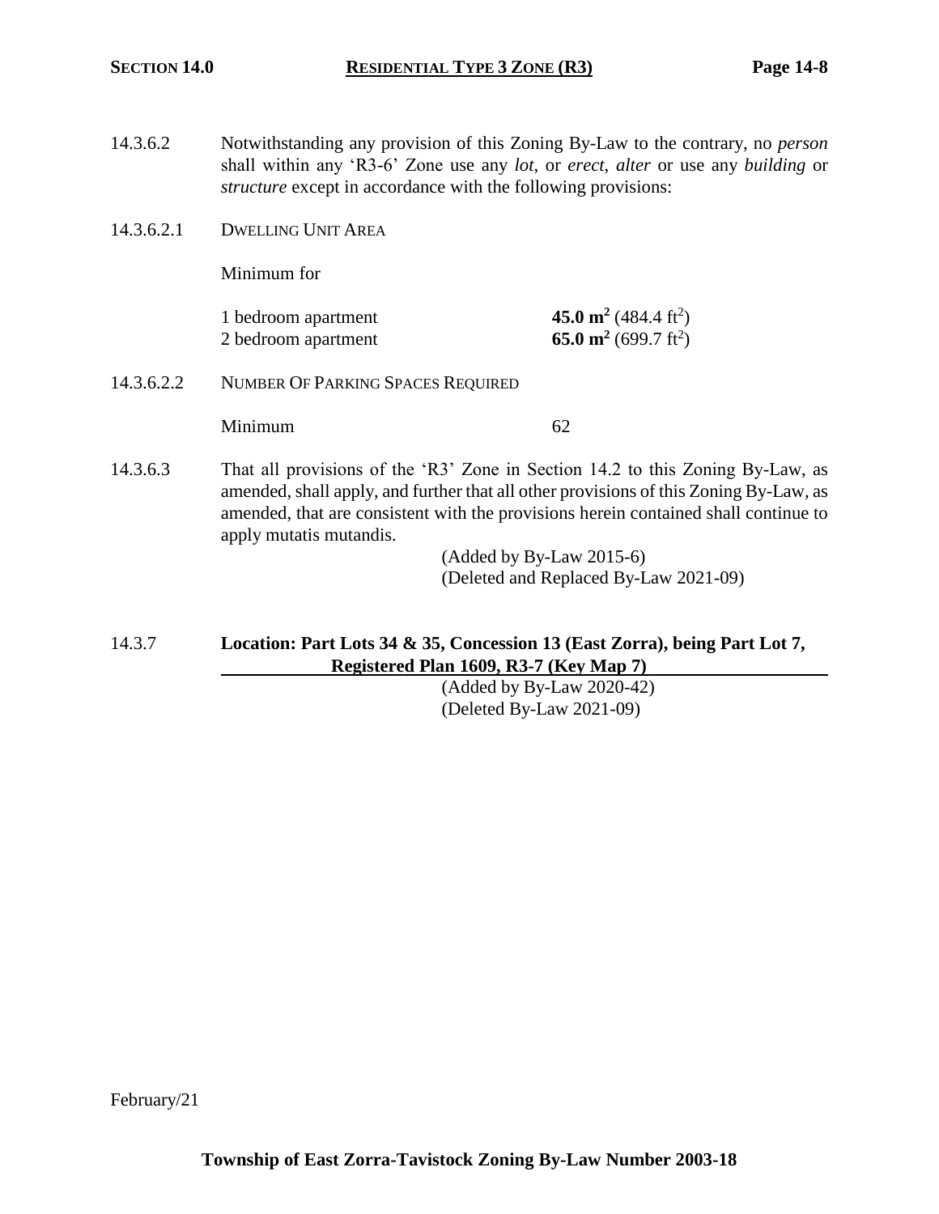14.3.6.2 Notwithstanding any provision of this Zoning By-Law to the contrary, no *person* shall within any 'R3-6' Zone use any *lot*, or *erect*, *alter* or use any *building* or *structure* except in accordance with the following provisions:

14.3.6.2.1 DWELLING UNIT AREA

Minimum for

| | |
|---|---|
| 1 bedroom apartment | **45.0 m$^2$** (484.4 ft$^2$) |
| 2 bedroom apartment | **65.0 m$^2$** (699.7 ft$^2$) |

14.3.6.2.2 NUMBER OF PARKING SPACES REQUIRED

| | |
|---|---|
| Minimum | 62 |

14.3.6.3 That all provisions of the 'R3' Zone in Section 14.2 to this Zoning By-Law, as amended, shall apply, and further that all other provisions of this Zoning By-Law, as amended, that are consistent with the provisions herein contained shall continue to apply mutatis mutandis.

(Added by By-Law 2015-6)
(Deleted and Replaced By-Law 2021-09)

14.3.7 **Location: Part Lots 34 & 35, Concession 13 (East Zorra), being Part Lot 7, Registered Plan 1609, R3-7 (Key Map 7)**

(Added by By-Law 2020-42)
(Deleted By-Law 2021-09)

February/21